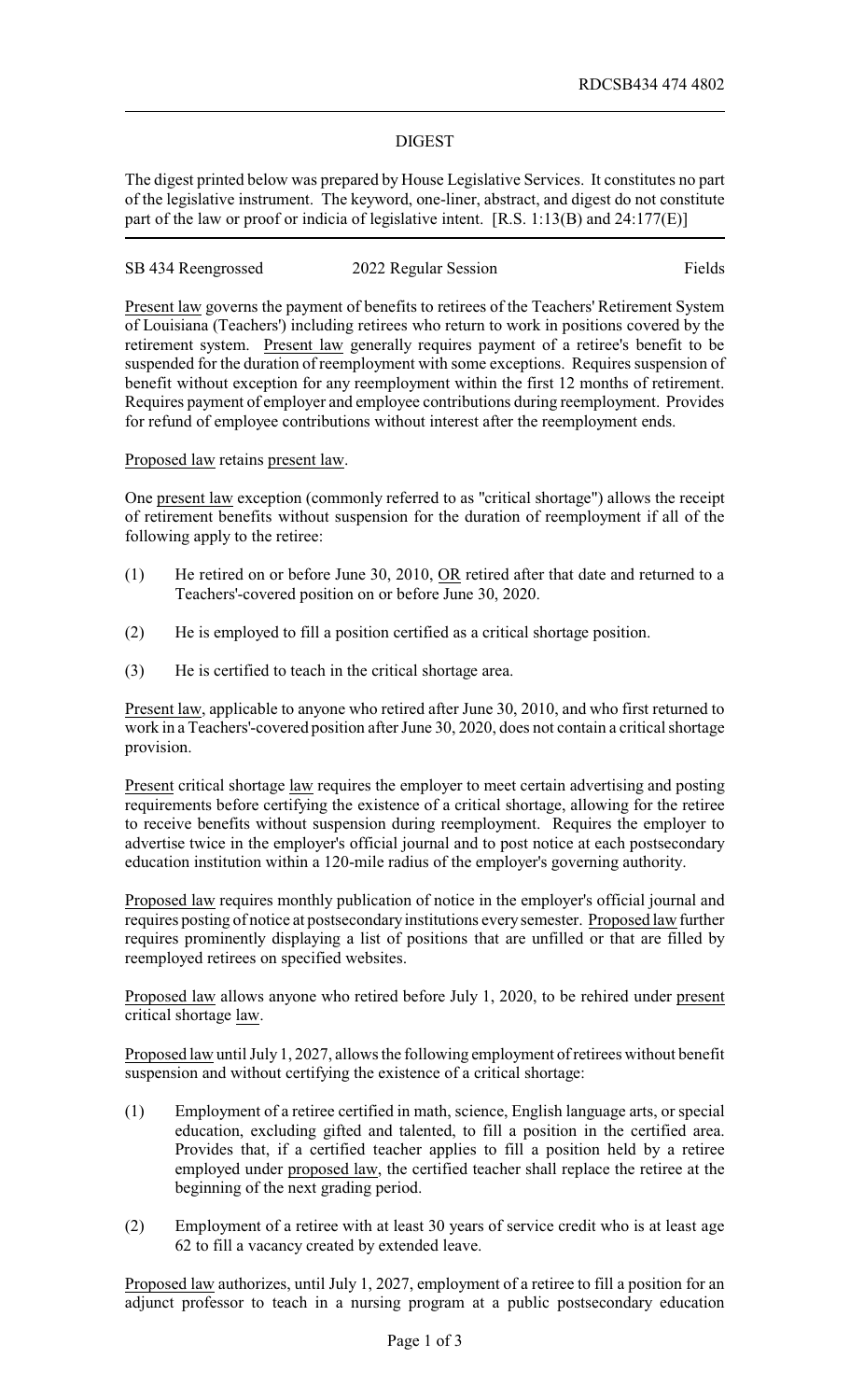RDCSB434 474 4802

## DIGEST

The digest printed below was prepared by House Legislative Services. It constitutes no part of the legislative instrument. The keyword, one-liner, abstract, and digest do not constitute part of the law or proof or indicia of legislative intent. [R.S. 1:13(B) and 24:177(E)]

SB 434 Reengrossed — 2022 Regular Session — Fields

Present law governs the payment of benefits to retirees of the Teachers' Retirement System of Louisiana (Teachers') including retirees who return to work in positions covered by the retirement system. Present law generally requires payment of a retiree's benefit to be suspended for the duration of reemployment with some exceptions. Requires suspension of benefit without exception for any reemployment within the first 12 months of retirement. Requires payment of employer and employee contributions during reemployment. Provides for refund of employee contributions without interest after the reemployment ends.

Proposed law retains present law.

One present law exception (commonly referred to as "critical shortage") allows the receipt of retirement benefits without suspension for the duration of reemployment if all of the following apply to the retiree:

(1) He retired on or before June 30, 2010, OR retired after that date and returned to a Teachers'-covered position on or before June 30, 2020.

(2) He is employed to fill a position certified as a critical shortage position.

(3) He is certified to teach in the critical shortage area.

Present law, applicable to anyone who retired after June 30, 2010, and who first returned to work in a Teachers'-covered position after June 30, 2020, does not contain a critical shortage provision.

Present critical shortage law requires the employer to meet certain advertising and posting requirements before certifying the existence of a critical shortage, allowing for the retiree to receive benefits without suspension during reemployment. Requires the employer to advertise twice in the employer's official journal and to post notice at each postsecondary education institution within a 120-mile radius of the employer's governing authority.

Proposed law requires monthly publication of notice in the employer's official journal and requires posting of notice at postsecondary institutions every semester. Proposed law further requires prominently displaying a list of positions that are unfilled or that are filled by reemployed retirees on specified websites.

Proposed law allows anyone who retired before July 1, 2020, to be rehired under present critical shortage law.

Proposed law until July 1, 2027, allows the following employment of retirees without benefit suspension and without certifying the existence of a critical shortage:

(1) Employment of a retiree certified in math, science, English language arts, or special education, excluding gifted and talented, to fill a position in the certified area. Provides that, if a certified teacher applies to fill a position held by a retiree employed under proposed law, the certified teacher shall replace the retiree at the beginning of the next grading period.

(2) Employment of a retiree with at least 30 years of service credit who is at least age 62 to fill a vacancy created by extended leave.

Proposed law authorizes, until July 1, 2027, employment of a retiree to fill a position for an adjunct professor to teach in a nursing program at a public postsecondary education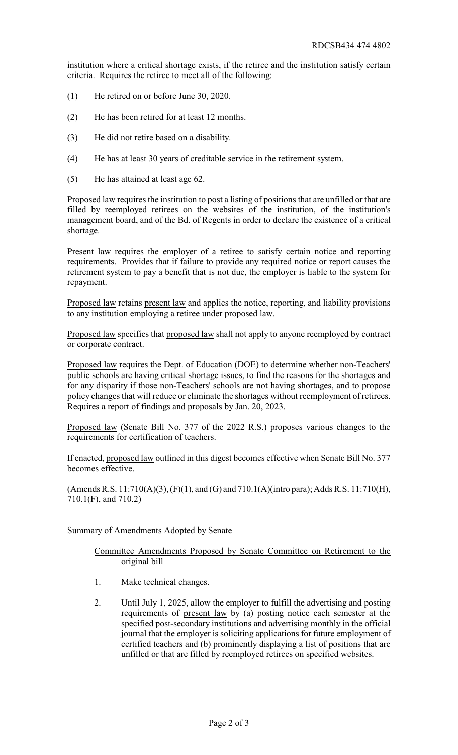institution where a critical shortage exists, if the retiree and the institution satisfy certain criteria. Requires the retiree to meet all of the following:

(1) He retired on or before June 30, 2020.

(2) He has been retired for at least 12 months.

(3) He did not retire based on a disability.

(4) He has at least 30 years of creditable service in the retirement system.

(5) He has attained at least age 62.

Proposed law requires the institution to post a listing of positions that are unfilled or that are filled by reemployed retirees on the websites of the institution, of the institution's management board, and of the Bd. of Regents in order to declare the existence of a critical shortage.

Present law requires the employer of a retiree to satisfy certain notice and reporting requirements. Provides that if failure to provide any required notice or report causes the retirement system to pay a benefit that is not due, the employer is liable to the system for repayment.

Proposed law retains present law and applies the notice, reporting, and liability provisions to any institution employing a retiree under proposed law.

Proposed law specifies that proposed law shall not apply to anyone reemployed by contract or corporate contract.

Proposed law requires the Dept. of Education (DOE) to determine whether non-Teachers' public schools are having critical shortage issues, to find the reasons for the shortages and for any disparity if those non-Teachers' schools are not having shortages, and to propose policy changes that will reduce or eliminate the shortages without reemployment of retirees. Requires a report of findings and proposals by Jan. 20, 2023.

Proposed law (Senate Bill No. 377 of the 2022 R.S.) proposes various changes to the requirements for certification of teachers.

If enacted, proposed law outlined in this digest becomes effective when Senate Bill No. 377 becomes effective.

(Amends R.S. 11:710(A)(3), (F)(1), and (G) and 710.1(A)(intro para); Adds R.S. 11:710(H), 710.1(F), and 710.2)

## Summary of Amendments Adopted by Senate

### Committee Amendments Proposed by Senate Committee on Retirement to the original bill

1. Make technical changes.

2. Until July 1, 2025, allow the employer to fulfill the advertising and posting requirements of present law by (a) posting notice each semester at the specified post-secondary institutions and advertising monthly in the official journal that the employer is soliciting applications for future employment of certified teachers and (b) prominently displaying a list of positions that are unfilled or that are filled by reemployed retirees on specified websites.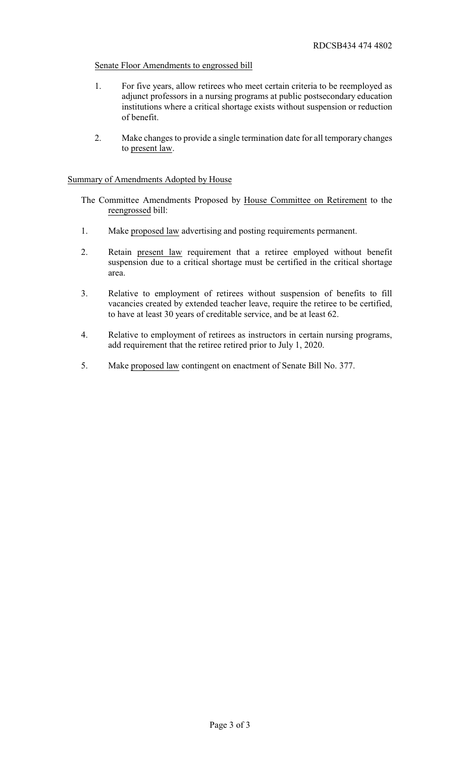Senate Floor Amendments to engrossed bill

1. For five years, allow retirees who meet certain criteria to be reemployed as adjunct professors in a nursing programs at public postsecondary education institutions where a critical shortage exists without suspension or reduction of benefit.

2. Make changes to provide a single termination date for all temporary changes to present law.

Summary of Amendments Adopted by House

The Committee Amendments Proposed by House Committee on Retirement to the reengrossed bill:

1. Make proposed law advertising and posting requirements permanent.

2. Retain present law requirement that a retiree employed without benefit suspension due to a critical shortage must be certified in the critical shortage area.

3. Relative to employment of retirees without suspension of benefits to fill vacancies created by extended teacher leave, require the retiree to be certified, to have at least 30 years of creditable service, and be at least 62.

4. Relative to employment of retirees as instructors in certain nursing programs, add requirement that the retiree retired prior to July 1, 2020.

5. Make proposed law contingent on enactment of Senate Bill No. 377.